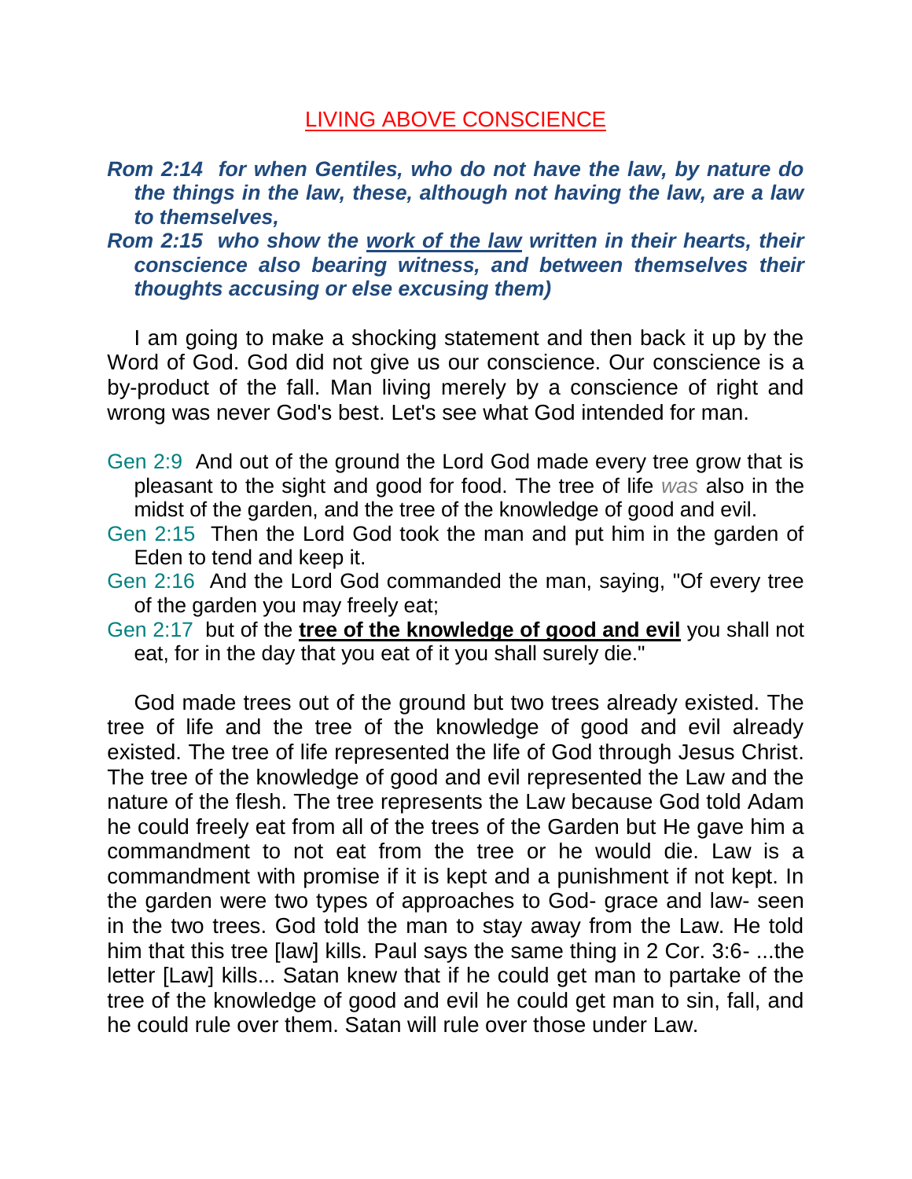# LIVING ABOVE CONSCIENCE

***Rom 2:14 for when Gentiles, who do not have the law, by nature do the things in the law, these, although not having the law, are a law to themselves,***

***Rom 2:15 who show the <u>work of the law</u> written in their hearts, their conscience also bearing witness, and between themselves their thoughts accusing or else excusing them)***

I am going to make a shocking statement and then back it up by the Word of God. God did not give us our conscience. Our conscience is a by-product of the fall. Man living merely by a conscience of right and wrong was never God's best. Let's see what God intended for man.

Gen 2:9 And out of the ground the Lord God made every tree grow that is pleasant to the sight and good for food. The tree of life *was* also in the midst of the garden, and the tree of the knowledge of good and evil.

Gen 2:15 Then the Lord God took the man and put him in the garden of Eden to tend and keep it.

Gen 2:16 And the Lord God commanded the man, saying, "Of every tree of the garden you may freely eat;

Gen 2:17 but of the **<u>tree of the knowledge of good and evil</u>** you shall not eat, for in the day that you eat of it you shall surely die."

God made trees out of the ground but two trees already existed. The tree of life and the tree of the knowledge of good and evil already existed. The tree of life represented the life of God through Jesus Christ. The tree of the knowledge of good and evil represented the Law and the nature of the flesh. The tree represents the Law because God told Adam he could freely eat from all of the trees of the Garden but He gave him a commandment to not eat from the tree or he would die. Law is a commandment with promise if it is kept and a punishment if not kept. In the garden were two types of approaches to God- grace and law- seen in the two trees. God told the man to stay away from the Law. He told him that this tree [law] kills. Paul says the same thing in 2 Cor. 3:6- ...the letter [Law] kills... Satan knew that if he could get man to partake of the tree of the knowledge of good and evil he could get man to sin, fall, and he could rule over them. Satan will rule over those under Law.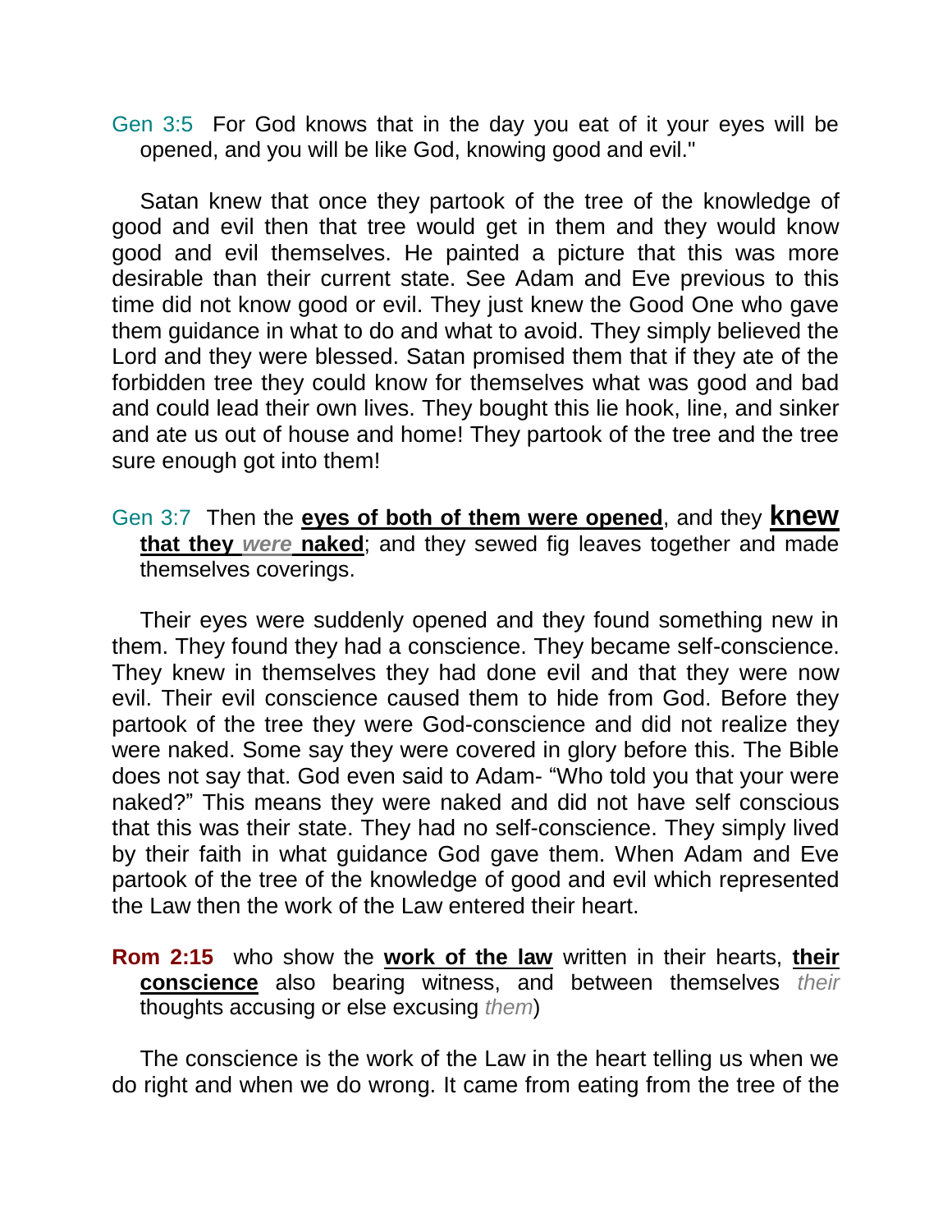Gen 3:5  For God knows that in the day you eat of it your eyes will be opened, and you will be like God, knowing good and evil."

Satan knew that once they partook of the tree of the knowledge of good and evil then that tree would get in them and they would know good and evil themselves. He painted a picture that this was more desirable than their current state. See Adam and Eve previous to this time did not know good or evil. They just knew the Good One who gave them guidance in what to do and what to avoid. They simply believed the Lord and they were blessed. Satan promised them that if they ate of the forbidden tree they could know for themselves what was good and bad and could lead their own lives. They bought this lie hook, line, and sinker and ate us out of house and home! They partook of the tree and the tree sure enough got into them!

Gen 3:7  Then the **eyes of both of them were opened**, and they **knew that they *were* naked**; and they sewed fig leaves together and made themselves coverings.

Their eyes were suddenly opened and they found something new in them. They found they had a conscience. They became self-conscience. They knew in themselves they had done evil and that they were now evil. Their evil conscience caused them to hide from God. Before they partook of the tree they were God-conscience and did not realize they were naked. Some say they were covered in glory before this. The Bible does not say that. God even said to Adam- "Who told you that your were naked?" This means they were naked and did not have self conscious that this was their state. They had no self-conscience. They simply lived by their faith in what guidance God gave them. When Adam and Eve partook of the tree of the knowledge of good and evil which represented the Law then the work of the Law entered their heart.

**Rom 2:15**  who show the **work of the law** written in their hearts, **their conscience** also bearing witness, and between themselves *their* thoughts accusing or else excusing *them*)

The conscience is the work of the Law in the heart telling us when we do right and when we do wrong. It came from eating from the tree of the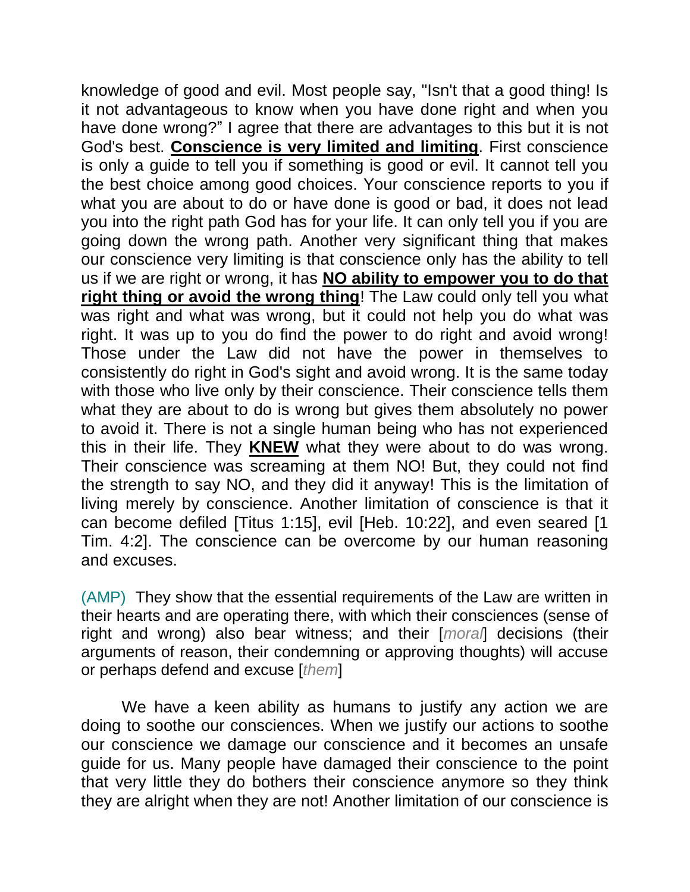knowledge of good and evil. Most people say, "Isn't that a good thing! Is it not advantageous to know when you have done right and when you have done wrong?" I agree that there are advantages to this but it is not God's best. **<u>Conscience is very limited and limiting</u>**. First conscience is only a guide to tell you if something is good or evil. It cannot tell you the best choice among good choices. Your conscience reports to you if what you are about to do or have done is good or bad, it does not lead you into the right path God has for your life. It can only tell you if you are going down the wrong path. Another very significant thing that makes our conscience very limiting is that conscience only has the ability to tell us if we are right or wrong, it has **<u>NO ability to empower you to do that right thing or avoid the wrong thing</u>**! The Law could only tell you what was right and what was wrong, but it could not help you do what was right. It was up to you do find the power to do right and avoid wrong! Those under the Law did not have the power in themselves to consistently do right in God's sight and avoid wrong. It is the same today with those who live only by their conscience. Their conscience tells them what they are about to do is wrong but gives them absolutely no power to avoid it. There is not a single human being who has not experienced this in their life. They **<u>KNEW</u>** what they were about to do was wrong. Their conscience was screaming at them NO! But, they could not find the strength to say NO, and they did it anyway! This is the limitation of living merely by conscience. Another limitation of conscience is that it can become defiled [Titus 1:15], evil [Heb. 10:22], and even seared [1 Tim. 4:2]. The conscience can be overcome by our human reasoning and excuses.

(AMP) They show that the essential requirements of the Law are written in their hearts and are operating there, with which their consciences (sense of right and wrong) also bear witness; and their [*moral*] decisions (their arguments of reason, their condemning or approving thoughts) will accuse or perhaps defend and excuse [*them*]

We have a keen ability as humans to justify any action we are doing to soothe our consciences. When we justify our actions to soothe our conscience we damage our conscience and it becomes an unsafe guide for us. Many people have damaged their conscience to the point that very little they do bothers their conscience anymore so they think they are alright when they are not! Another limitation of our conscience is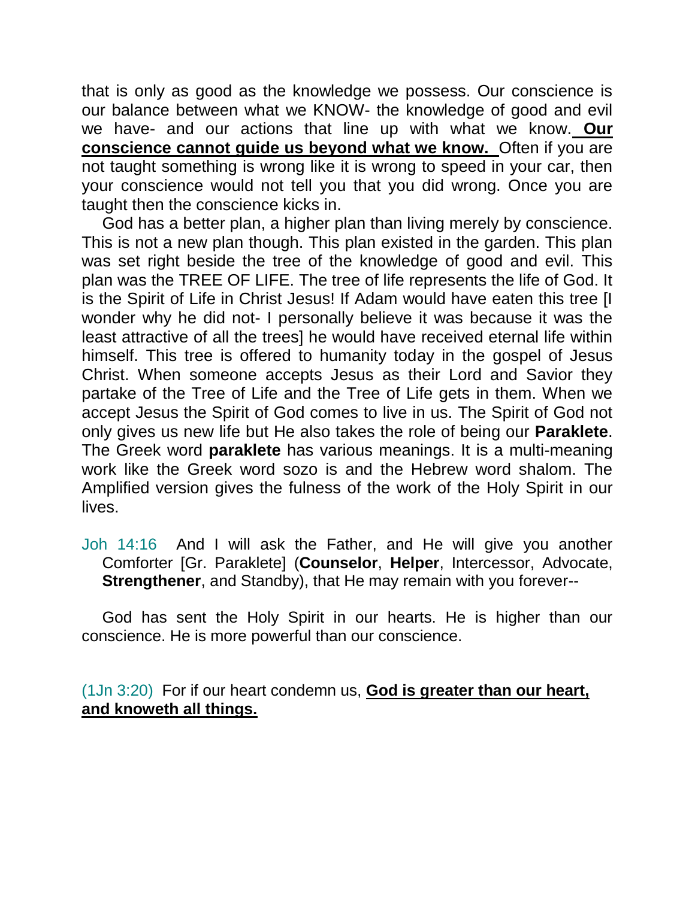that is only as good as the knowledge we possess. Our conscience is our balance between what we KNOW- the knowledge of good and evil we have- and our actions that line up with what we know. **Our conscience cannot guide us beyond what we know.** Often if you are not taught something is wrong like it is wrong to speed in your car, then your conscience would not tell you that you did wrong. Once you are taught then the conscience kicks in.

God has a better plan, a higher plan than living merely by conscience. This is not a new plan though. This plan existed in the garden. This plan was set right beside the tree of the knowledge of good and evil. This plan was the TREE OF LIFE. The tree of life represents the life of God. It is the Spirit of Life in Christ Jesus! If Adam would have eaten this tree [I wonder why he did not- I personally believe it was because it was the least attractive of all the trees] he would have received eternal life within himself. This tree is offered to humanity today in the gospel of Jesus Christ. When someone accepts Jesus as their Lord and Savior they partake of the Tree of Life and the Tree of Life gets in them. When we accept Jesus the Spirit of God comes to live in us. The Spirit of God not only gives us new life but He also takes the role of being our **Paraklete**. The Greek word **paraklete** has various meanings. It is a multi-meaning work like the Greek word sozo is and the Hebrew word shalom. The Amplified version gives the fulness of the work of the Holy Spirit in our lives.

Joh 14:16 And I will ask the Father, and He will give you another Comforter [Gr. Paraklete] (**Counselor**, **Helper**, Intercessor, Advocate, **Strengthener**, and Standby), that He may remain with you forever--

God has sent the Holy Spirit in our hearts. He is higher than our conscience. He is more powerful than our conscience.

(1Jn 3:20) For if our heart condemn us, **God is greater than our heart, and knoweth all things.**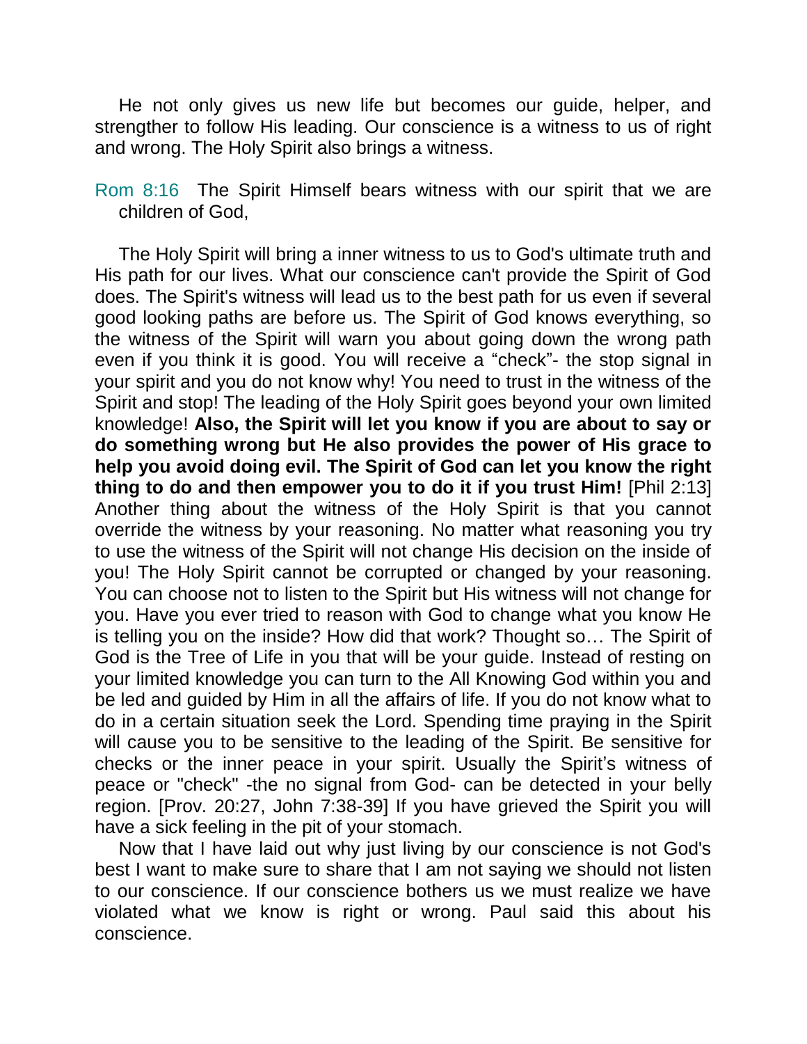He not only gives us new life but becomes our guide, helper, and strengther to follow His leading. Our conscience is a witness to us of right and wrong. The Holy Spirit also brings a witness.

Rom 8:16 The Spirit Himself bears witness with our spirit that we are children of God,

The Holy Spirit will bring a inner witness to us to God's ultimate truth and His path for our lives. What our conscience can't provide the Spirit of God does. The Spirit's witness will lead us to the best path for us even if several good looking paths are before us. The Spirit of God knows everything, so the witness of the Spirit will warn you about going down the wrong path even if you think it is good. You will receive a "check"- the stop signal in your spirit and you do not know why! You need to trust in the witness of the Spirit and stop! The leading of the Holy Spirit goes beyond your own limited knowledge! **Also, the Spirit will let you know if you are about to say or do something wrong but He also provides the power of His grace to help you avoid doing evil. The Spirit of God can let you know the right thing to do and then empower you to do it if you trust Him!** [Phil 2:13] Another thing about the witness of the Holy Spirit is that you cannot override the witness by your reasoning. No matter what reasoning you try to use the witness of the Spirit will not change His decision on the inside of you! The Holy Spirit cannot be corrupted or changed by your reasoning. You can choose not to listen to the Spirit but His witness will not change for you. Have you ever tried to reason with God to change what you know He is telling you on the inside? How did that work? Thought so… The Spirit of God is the Tree of Life in you that will be your guide. Instead of resting on your limited knowledge you can turn to the All Knowing God within you and be led and guided by Him in all the affairs of life. If you do not know what to do in a certain situation seek the Lord. Spending time praying in the Spirit will cause you to be sensitive to the leading of the Spirit. Be sensitive for checks or the inner peace in your spirit. Usually the Spirit's witness of peace or "check" -the no signal from God- can be detected in your belly region. [Prov. 20:27, John 7:38-39] If you have grieved the Spirit you will have a sick feeling in the pit of your stomach.

Now that I have laid out why just living by our conscience is not God's best I want to make sure to share that I am not saying we should not listen to our conscience. If our conscience bothers us we must realize we have violated what we know is right or wrong. Paul said this about his conscience.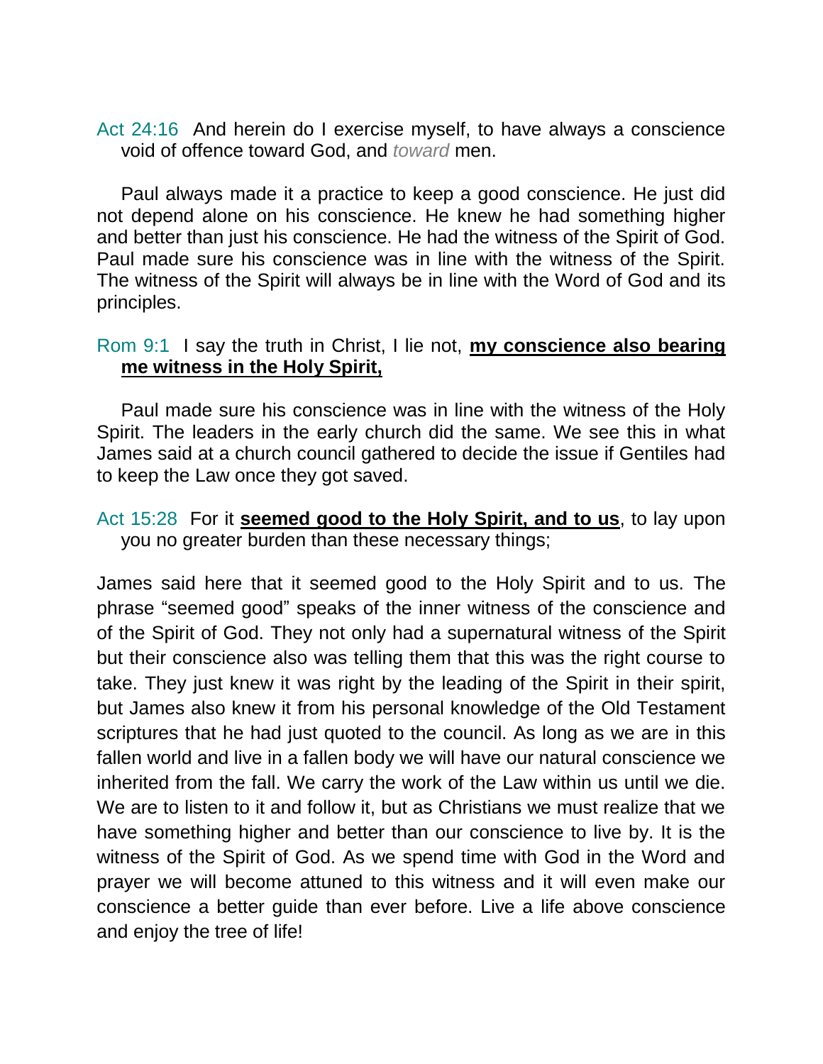Act 24:16 And herein do I exercise myself, to have always a conscience void of offence toward God, and *toward* men.

Paul always made it a practice to keep a good conscience. He just did not depend alone on his conscience. He knew he had something higher and better than just his conscience. He had the witness of the Spirit of God. Paul made sure his conscience was in line with the witness of the Spirit. The witness of the Spirit will always be in line with the Word of God and its principles.

Rom 9:1 I say the truth in Christ, I lie not, **my conscience also bearing me witness in the Holy Spirit,**

Paul made sure his conscience was in line with the witness of the Holy Spirit. The leaders in the early church did the same. We see this in what James said at a church council gathered to decide the issue if Gentiles had to keep the Law once they got saved.

Act 15:28 For it **seemed good to the Holy Spirit, and to us**, to lay upon you no greater burden than these necessary things;

James said here that it seemed good to the Holy Spirit and to us. The phrase "seemed good" speaks of the inner witness of the conscience and of the Spirit of God. They not only had a supernatural witness of the Spirit but their conscience also was telling them that this was the right course to take. They just knew it was right by the leading of the Spirit in their spirit, but James also knew it from his personal knowledge of the Old Testament scriptures that he had just quoted to the council. As long as we are in this fallen world and live in a fallen body we will have our natural conscience we inherited from the fall. We carry the work of the Law within us until we die. We are to listen to it and follow it, but as Christians we must realize that we have something higher and better than our conscience to live by. It is the witness of the Spirit of God. As we spend time with God in the Word and prayer we will become attuned to this witness and it will even make our conscience a better guide than ever before. Live a life above conscience and enjoy the tree of life!